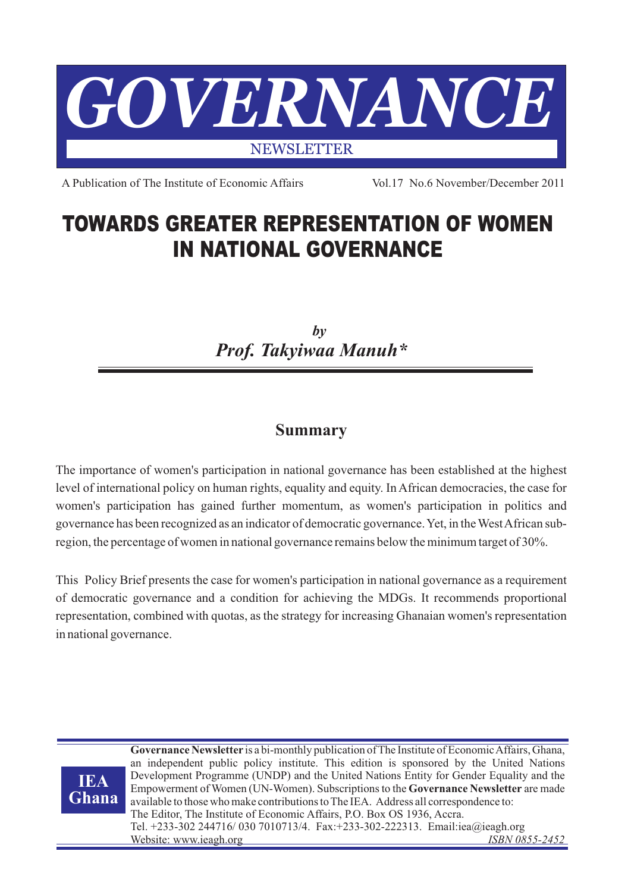# GOVERNANCE

NEWSLETTER

A Publication of The Institute of Economic Affairs Vol.17 No.6 November/December 2011

# TOWARDS GREATER REPRESENTATION OF WOMEN IN NATIONAL GOVERNANCE

*by*

***Prof. Takyiwaa Manuh****

## Summary

The importance of women's participation in national governance has been established at the highest level of international policy on human rights, equality and equity. In African democracies, the case for women's participation has gained further momentum, as women's participation in politics and governance has been recognized as an indicator of democratic governance. Yet, in the West African sub-region, the percentage of women in national governance remains below the minimum target of 30%.

This Policy Brief presents the case for women's participation in national governance as a requirement of democratic governance and a condition for achieving the MDGs. It recommends proportional representation, combined with quotas, as the strategy for increasing Ghanaian women's representation in national governance.

IEA Ghana

**Governance Newsletter** is a bi-monthly publication of The Institute of Economic Affairs, Ghana, an independent public policy institute. This edition is sponsored by the United Nations Development Programme (UNDP) and the United Nations Entity for Gender Equality and the Empowerment of Women (UN-Women). Subscriptions to the **Governance Newsletter** are made available to those who make contributions to The IEA. Address all correspondence to:
The Editor, The Institute of Economic Affairs, P.O. Box OS 1936, Accra.
Tel. +233-302 244716/ 030 7010713/4. Fax:+233-302-222313. Email:iea@ieagh.org
Website: www.ieagh.org *ISBN 0855-2452*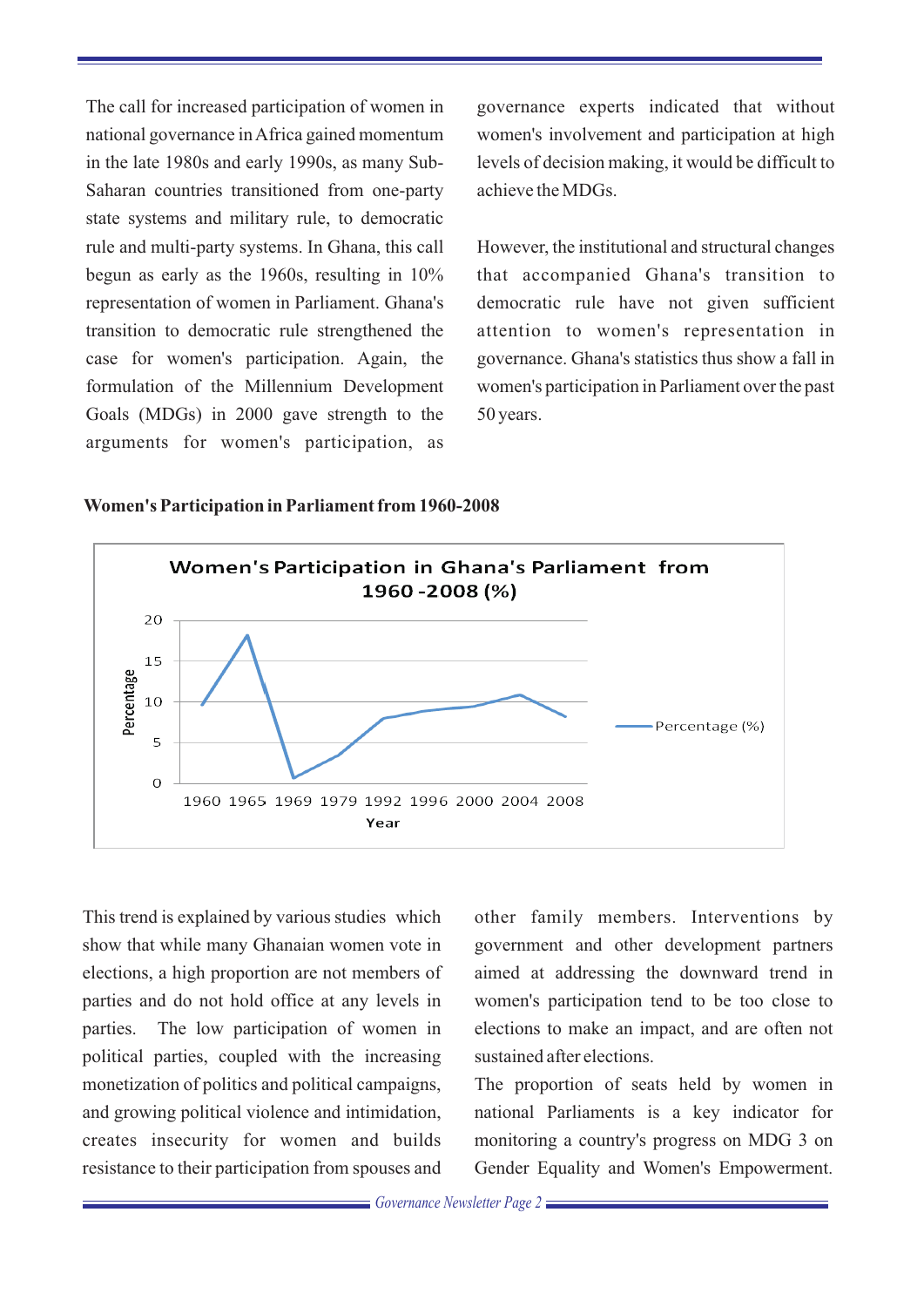The call for increased participation of women in national governance in Africa gained momentum in the late 1980s and early 1990s, as many Sub-Saharan countries transitioned from one-party state systems and military rule, to democratic rule and multi-party systems. In Ghana, this call begun as early as the 1960s, resulting in 10% representation of women in Parliament. Ghana's transition to democratic rule strengthened the case for women's participation. Again, the formulation of the Millennium Development Goals (MDGs) in 2000 gave strength to the arguments for women's participation, as governance experts indicated that without women's involvement and participation at high levels of decision making, it would be difficult to achieve the MDGs.

However, the institutional and structural changes that accompanied Ghana's transition to democratic rule have not given sufficient attention to women's representation in governance. Ghana's statistics thus show a fall in women's participation in Parliament over the past 50 years.

**Women's Participation in Parliament from 1960-2008**

Women's Participation in Ghana's Parliament from 1960 -2008 (%)

This trend is explained by various studies which show that while many Ghanaian women vote in elections, a high proportion are not members of parties and do not hold office at any levels in parties. The low participation of women in political parties, coupled with the increasing monetization of politics and political campaigns, and growing political violence and intimidation, creates insecurity for women and builds resistance to their participation from spouses and other family members. Interventions by government and other development partners aimed at addressing the downward trend in women's participation tend to be too close to elections to make an impact, and are often not sustained after elections.

The proportion of seats held by women in national Parliaments is a key indicator for monitoring a country's progress on MDG 3 on Gender Equality and Women's Empowerment.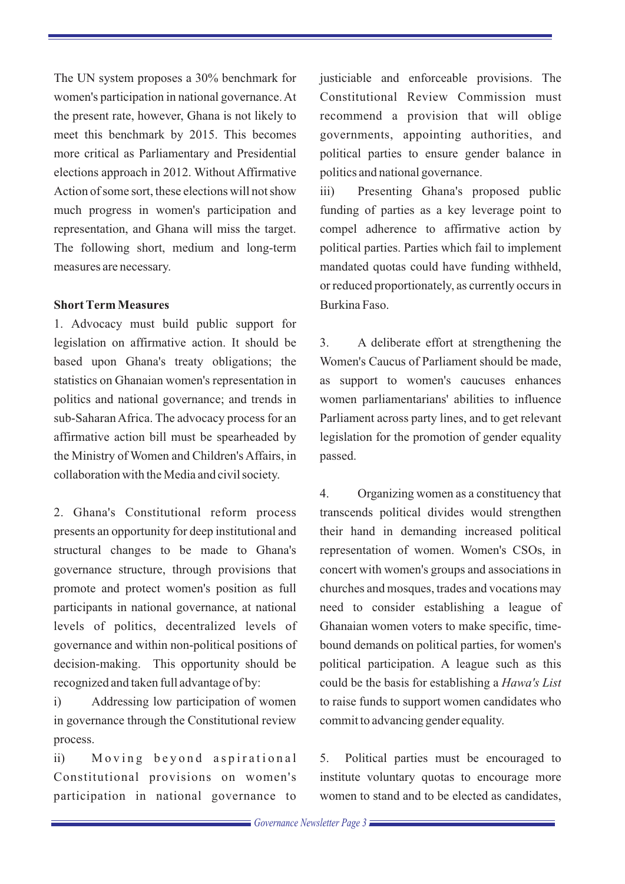The UN system proposes a 30% benchmark for women's participation in national governance. At the present rate, however, Ghana is not likely to meet this benchmark by 2015. This becomes more critical as Parliamentary and Presidential elections approach in 2012. Without Affirmative Action of some sort, these elections will not show much progress in women's participation and representation, and Ghana will miss the target. The following short, medium and long-term measures are necessary.

**Short Term Measures**

1. Advocacy must build public support for legislation on affirmative action. It should be based upon Ghana's treaty obligations; the statistics on Ghanaian women's representation in politics and national governance; and trends in sub-Saharan Africa. The advocacy process for an affirmative action bill must be spearheaded by the Ministry of Women and Children's Affairs, in collaboration with the Media and civil society.

2. Ghana's Constitutional reform process presents an opportunity for deep institutional and structural changes to be made to Ghana's governance structure, through provisions that promote and protect women's position as full participants in national governance, at national levels of politics, decentralized levels of governance and within non-political positions of decision-making. This opportunity should be recognized and taken full advantage of by:

i) Addressing low participation of women in governance through the Constitutional review process.

ii) Moving beyond aspirational Constitutional provisions on women's participation in national governance to justiciable and enforceable provisions. The Constitutional Review Commission must recommend a provision that will oblige governments, appointing authorities, and political parties to ensure gender balance in politics and national governance.

iii) Presenting Ghana's proposed public funding of parties as a key leverage point to compel adherence to affirmative action by political parties. Parties which fail to implement mandated quotas could have funding withheld, or reduced proportionately, as currently occurs in Burkina Faso.

3. A deliberate effort at strengthening the Women's Caucus of Parliament should be made, as support to women's caucuses enhances women parliamentarians' abilities to influence Parliament across party lines, and to get relevant legislation for the promotion of gender equality passed.

4. Organizing women as a constituency that transcends political divides would strengthen their hand in demanding increased political representation of women. Women's CSOs, in concert with women's groups and associations in churches and mosques, trades and vocations may need to consider establishing a league of Ghanaian women voters to make specific, time-bound demands on political parties, for women's political participation. A league such as this could be the basis for establishing a *Hawa's List* to raise funds to support women candidates who commit to advancing gender equality.

5. Political parties must be encouraged to institute voluntary quotas to encourage more women to stand and to be elected as candidates,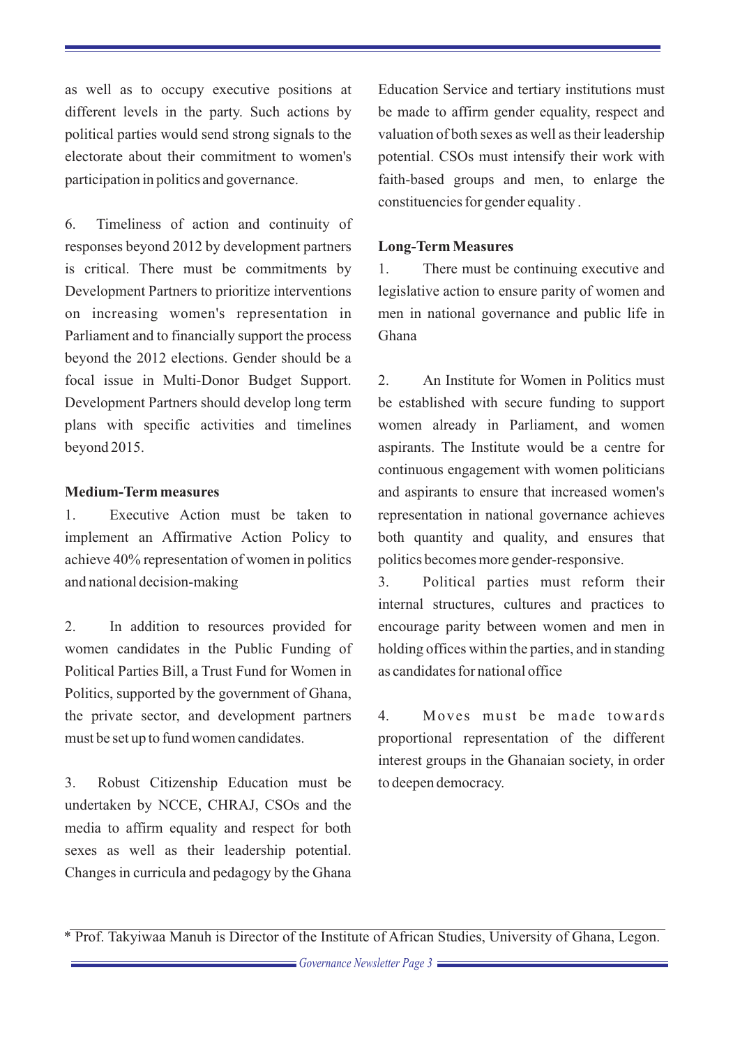as well as to occupy executive positions at different levels in the party. Such actions by political parties would send strong signals to the electorate about their commitment to women's participation in politics and governance.

6. Timeliness of action and continuity of responses beyond 2012 by development partners is critical. There must be commitments by Development Partners to prioritize interventions on increasing women's representation in Parliament and to financially support the process beyond the 2012 elections. Gender should be a focal issue in Multi-Donor Budget Support. Development Partners should develop long term plans with specific activities and timelines beyond 2015.

**Medium-Term measures**

1. Executive Action must be taken to implement an Affirmative Action Policy to achieve 40% representation of women in politics and national decision-making

2. In addition to resources provided for women candidates in the Public Funding of Political Parties Bill, a Trust Fund for Women in Politics, supported by the government of Ghana, the private sector, and development partners must be set up to fund women candidates.

3. Robust Citizenship Education must be undertaken by NCCE, CHRAJ, CSOs and the media to affirm equality and respect for both sexes as well as their leadership potential. Changes in curricula and pedagogy by the Ghana Education Service and tertiary institutions must be made to affirm gender equality, respect and valuation of both sexes as well as their leadership potential. CSOs must intensify their work with faith-based groups and men, to enlarge the constituencies for gender equality .

**Long-Term Measures**

1. There must be continuing executive and legislative action to ensure parity of women and men in national governance and public life in Ghana

2. An Institute for Women in Politics must be established with secure funding to support women already in Parliament, and women aspirants. The Institute would be a centre for continuous engagement with women politicians and aspirants to ensure that increased women's representation in national governance achieves both quantity and quality, and ensures that politics becomes more gender-responsive.

3. Political parties must reform their internal structures, cultures and practices to encourage parity between women and men in holding offices within the parties, and in standing as candidates for national office

4. Moves must be made towards proportional representation of the different interest groups in the Ghanaian society, in order to deepen democracy.

---

* Prof. Takyiwaa Manuh is Director of the Institute of African Studies, University of Ghana, Legon.